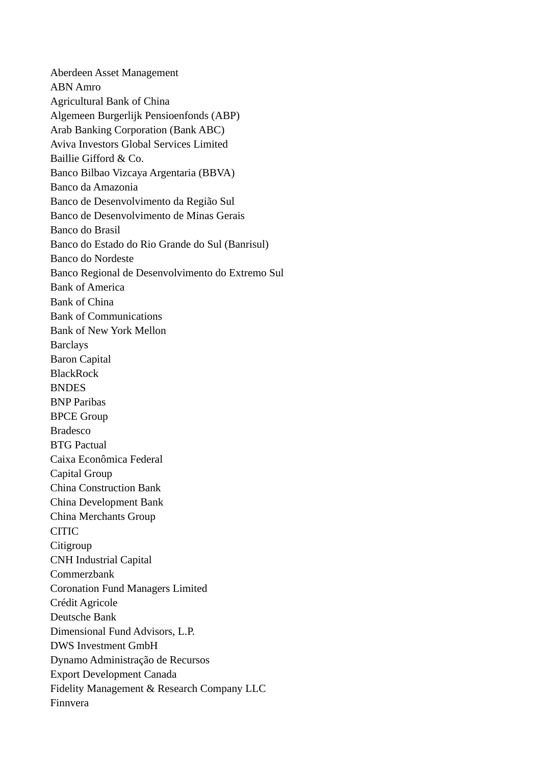Aberdeen Asset Management
ABN Amro
Agricultural Bank of China
Algemeen Burgerlijk Pensioenfonds (ABP)
Arab Banking Corporation (Bank ABC)
Aviva Investors Global Services Limited
Baillie Gifford & Co.
Banco Bilbao Vizcaya Argentaria (BBVA)
Banco da Amazonia
Banco de Desenvolvimento da Região Sul
Banco de Desenvolvimento de Minas Gerais
Banco do Brasil
Banco do Estado do Rio Grande do Sul (Banrisul)
Banco do Nordeste
Banco Regional de Desenvolvimento do Extremo Sul
Bank of America
Bank of China
Bank of Communications
Bank of New York Mellon
Barclays
Baron Capital
BlackRock
BNDES
BNP Paribas
BPCE Group
Bradesco
BTG Pactual
Caixa Econômica Federal
Capital Group
China Construction Bank
China Development Bank
China Merchants Group
CITIC
Citigroup
CNH Industrial Capital
Commerzbank
Coronation Fund Managers Limited
Crédit Agricole
Deutsche Bank
Dimensional Fund Advisors, L.P.
DWS Investment GmbH
Dynamo Administração de Recursos
Export Development Canada
Fidelity Management & Research Company LLC
Finnvera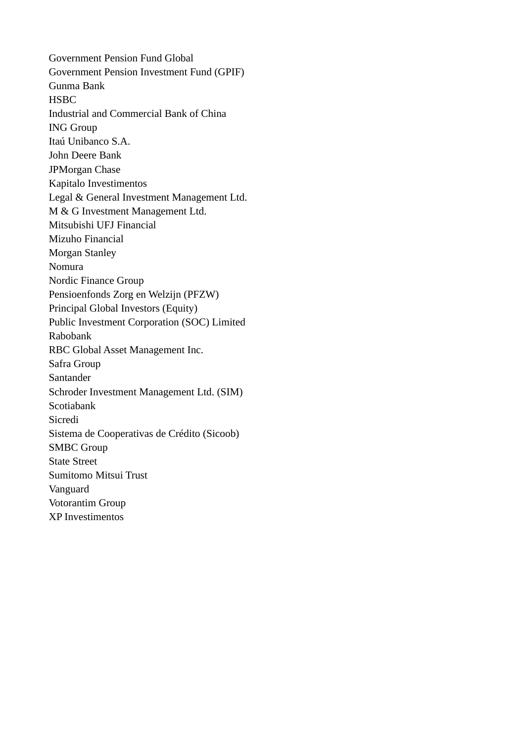Government Pension Fund Global
Government Pension Investment Fund (GPIF)
Gunma Bank
HSBC
Industrial and Commercial Bank of China
ING Group
Itaú Unibanco S.A.
John Deere Bank
JPMorgan Chase
Kapitalo Investimentos
Legal & General Investment Management Ltd.
M & G Investment Management Ltd.
Mitsubishi UFJ Financial
Mizuho Financial
Morgan Stanley
Nomura
Nordic Finance Group
Pensioenfonds Zorg en Welzijn (PFZW)
Principal Global Investors (Equity)
Public Investment Corporation (SOC) Limited
Rabobank
RBC Global Asset Management Inc.
Safra Group
Santander
Schroder Investment Management Ltd. (SIM)
Scotiabank
Sicredi
Sistema de Cooperativas de Crédito (Sicoob)
SMBC Group
State Street
Sumitomo Mitsui Trust
Vanguard
Votorantim Group
XP Investimentos